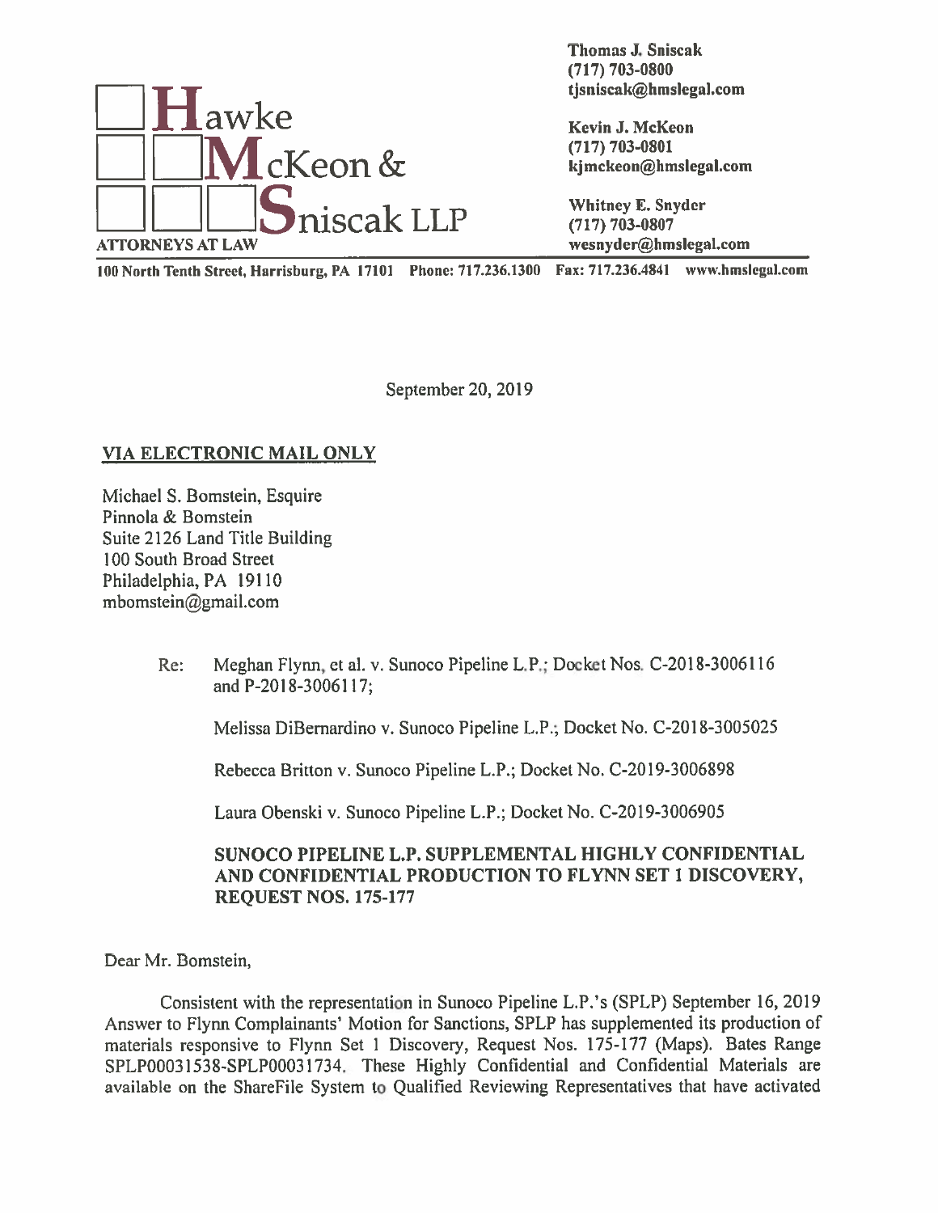**Hawke McKeon & Sniscak LLP**
ATTORNEYS AT LAW

**Thomas J. Sniscak**
**(717) 703-0800**
**tjsniscak@hmslegal.com**

**Kevin J. McKeon**
**(717) 703-0801**
**kjmckeon@hmslegal.com**

**Whitney E. Snyder**
**(717) 703-0807**
**wesnyder@hmslegal.com**

**100 North Tenth Street, Harrisburg, PA 17101 Phone: 717.236.1300 Fax: 717.236.4841 www.hmslegal.com**

September 20, 2019

**VIA ELECTRONIC MAIL ONLY**

Michael S. Bomstein, Esquire
Pinnola & Bomstein
Suite 2126 Land Title Building
100 South Broad Street
Philadelphia, PA 19110
mbomstein@gmail.com

Re: Meghan Flynn, et al. v. Sunoco Pipeline L.P.; Docket Nos. C-2018-3006116 and P-2018-3006117;

Melissa DiBernardino v. Sunoco Pipeline L.P.; Docket No. C-2018-3005025

Rebecca Britton v. Sunoco Pipeline L.P.; Docket No. C-2019-3006898

Laura Obenski v. Sunoco Pipeline L.P.; Docket No. C-2019-3006905

**SUNOCO PIPELINE L.P. SUPPLEMENTAL HIGHLY CONFIDENTIAL AND CONFIDENTIAL PRODUCTION TO FLYNN SET 1 DISCOVERY, REQUEST NOS. 175-177**

Dear Mr. Bomstein,

Consistent with the representation in Sunoco Pipeline L.P.'s (SPLP) September 16, 2019 Answer to Flynn Complainants' Motion for Sanctions, SPLP has supplemented its production of materials responsive to Flynn Set 1 Discovery, Request Nos. 175-177 (Maps). Bates Range SPLP00031538-SPLP00031734. These Highly Confidential and Confidential Materials are available on the ShareFile System to Qualified Reviewing Representatives that have activated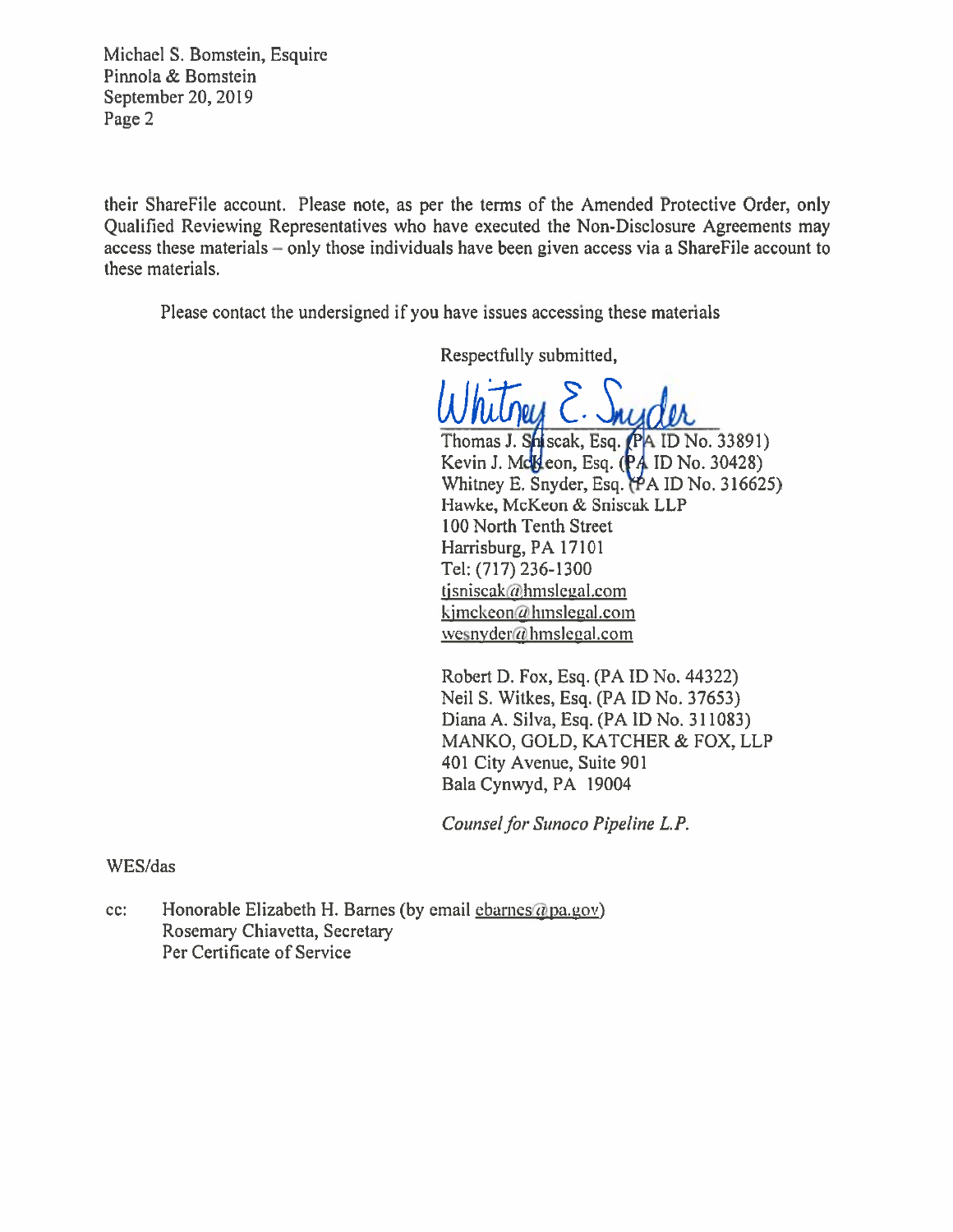their ShareFile account. Please note, as per the terms of the Amended Protective Order, only Qualified Reviewing Representatives who have executed the Non-Disclosure Agreements may access these materials – only those individuals have been given access via a ShareFile account to these materials.

Please contact the undersigned if you have issues accessing these materials

Respectfully submitted,

Whitney E. Snyder

Thomas J. Sniscak, Esq. (PA ID No. 33891)
Kevin J. McKeon, Esq. (PA ID No. 30428)
Whitney E. Snyder, Esq. (PA ID No. 316625)
Hawke, McKeon & Sniscak LLP
100 North Tenth Street
Harrisburg, PA 17101
Tel: (717) 236-1300
tjsniscak@hmslegal.com
kjmckeon@hmslegal.com
wesnyder@hmslegal.com

Robert D. Fox, Esq. (PA ID No. 44322)
Neil S. Witkes, Esq. (PA ID No. 37653)
Diana A. Silva, Esq. (PA ID No. 311083)
MANKO, GOLD, KATCHER & FOX, LLP
401 City Avenue, Suite 901
Bala Cynwyd, PA 19004

*Counsel for Sunoco Pipeline L.P.*

WES/das

cc: Honorable Elizabeth H. Barnes (by email ebarnes@pa.gov)
Rosemary Chiavetta, Secretary
Per Certificate of Service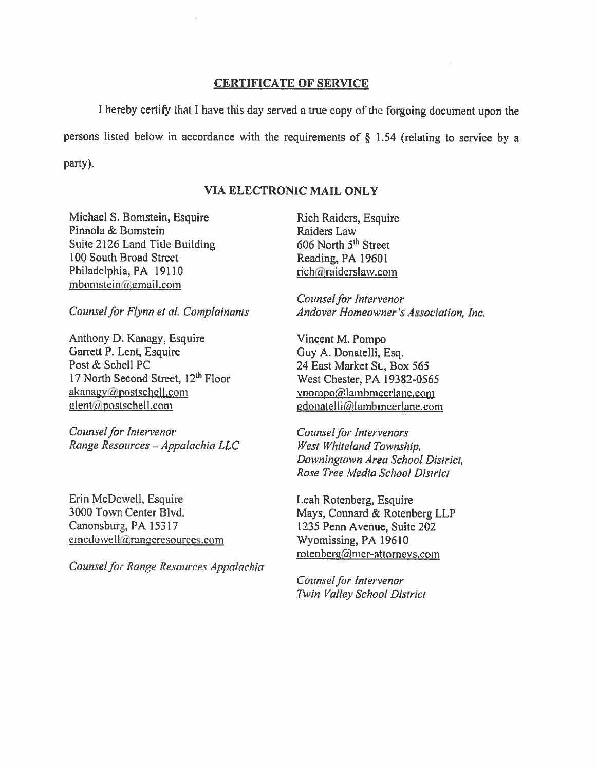## CERTIFICATE OF SERVICE

I hereby certify that I have this day served a true copy of the forgoing document upon the persons listed below in accordance with the requirements of § 1.54 (relating to service by a party).

### VIA ELECTRONIC MAIL ONLY

Michael S. Bomstein, Esquire
Pinnola & Bomstein
Suite 2126 Land Title Building
100 South Broad Street
Philadelphia, PA 19110
mbomstein@gmail.com

*Counsel for Flynn et al. Complainants*

Anthony D. Kanagy, Esquire
Garrett P. Lent, Esquire
Post & Schell PC
17 North Second Street, 12th Floor
akanagy@postschell.com
glent@postschell.com

*Counsel for Intervenor*
*Range Resources – Appalachia LLC*

Erin McDowell, Esquire
3000 Town Center Blvd.
Canonsburg, PA 15317
emcdowell@rangeresources.com

*Counsel for Range Resources Appalachia*

Rich Raiders, Esquire
Raiders Law
606 North 5th Street
Reading, PA 19601
rich@raiderslaw.com

*Counsel for Intervenor*
*Andover Homeowner's Association, Inc.*

Vincent M. Pompo
Guy A. Donatelli, Esq.
24 East Market St., Box 565
West Chester, PA 19382-0565
vpompo@lambmcerlane.com
gdonatelli@lambmcerlane.com

*Counsel for Intervenors*
*West Whiteland Township,*
*Downingtown Area School District,*
*Rose Tree Media School District*

Leah Rotenberg, Esquire
Mays, Connard & Rotenberg LLP
1235 Penn Avenue, Suite 202
Wyomissing, PA 19610
rotenberg@mcr-attorneys.com

*Counsel for Intervenor*
*Twin Valley School District*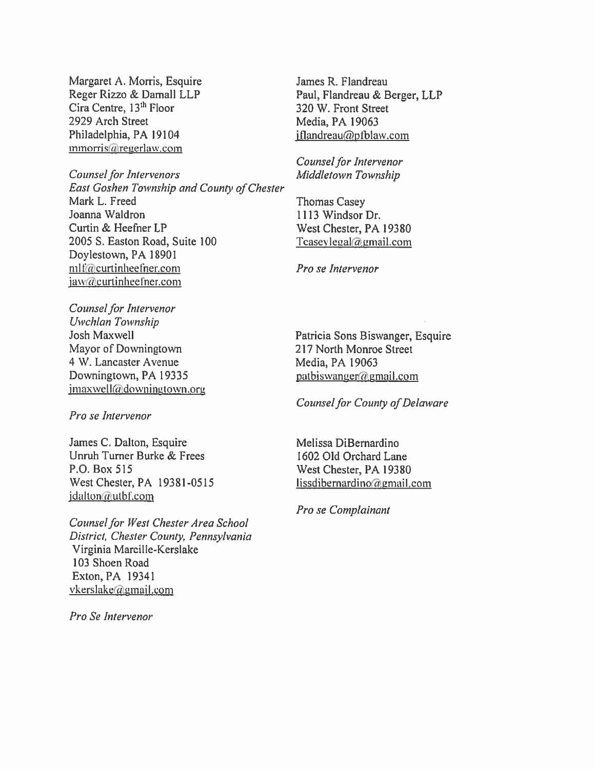Margaret A. Morris, Esquire
Reger Rizzo & Darnall LLP
Cira Centre, 13th Floor
2929 Arch Street
Philadelphia, PA 19104
mmorris@regerlaw.com

*Counsel for Intervenors*
*East Goshen Township and County of Chester*

Mark L. Freed
Joanna Waldron
Curtin & Heefner LP
2005 S. Easton Road, Suite 100
Doylestown, PA 18901
mlf@curtinheefner.com
jaw@curtinheefner.com

*Counsel for Intervenor*
*Uwchlan Township*

Josh Maxwell
Mayor of Downingtown
4 W. Lancaster Avenue
Downingtown, PA 19335
jmaxwell@downingtown.org

*Pro se Intervenor*

James C. Dalton, Esquire
Unruh Turner Burke & Frees
P.O. Box 515
West Chester, PA 19381-0515
jdalton@utbf.com

*Counsel for West Chester Area School District, Chester County, Pennsylvania*

Virginia Marcille-Kerslake
103 Shoen Road
Exton, PA 19341
vkerslake@gmail.com

*Pro Se Intervenor*

James R. Flandreau
Paul, Flandreau & Berger, LLP
320 W. Front Street
Media, PA 19063
jflandreau@pfblaw.com

*Counsel for Intervenor*
*Middletown Township*

Thomas Casey
1113 Windsor Dr.
West Chester, PA 19380
Tcaseylegal@gmail.com

*Pro se Intervenor*

Patricia Sons Biswanger, Esquire
217 North Monroe Street
Media, PA 19063
patbiswanger@gmail.com

*Counsel for County of Delaware*

Melissa DiBernardino
1602 Old Orchard Lane
West Chester, PA 19380
lissdibernardino@gmail.com

*Pro se Complainant*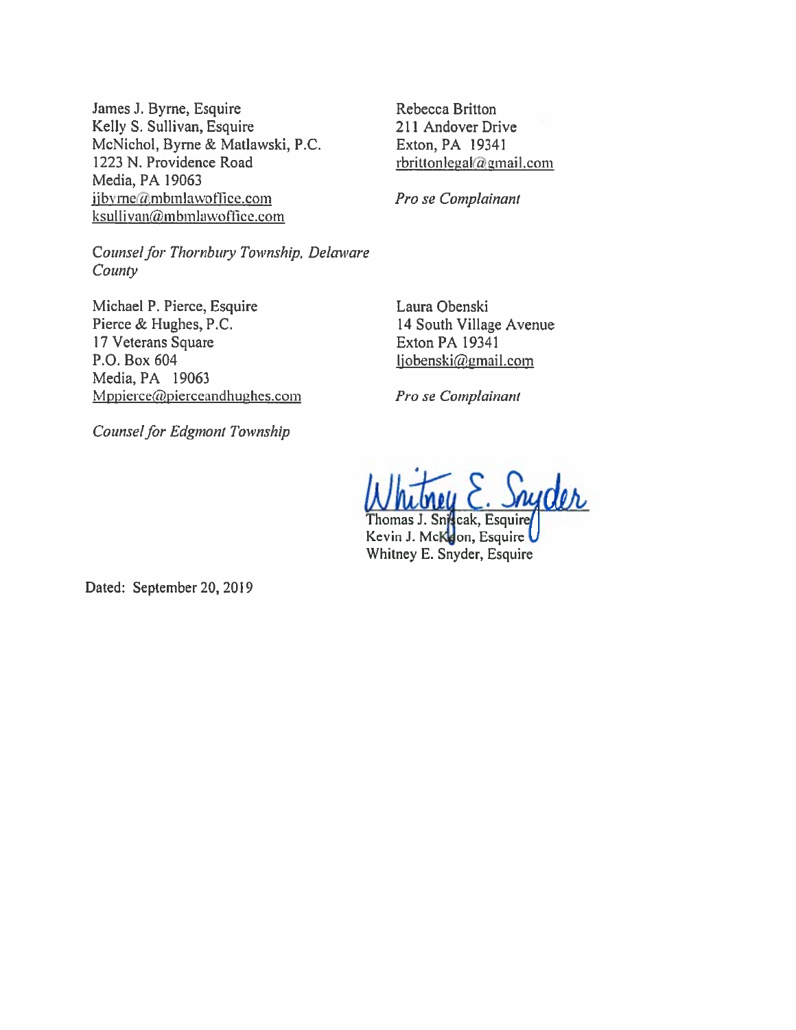James J. Byrne, Esquire
Kelly S. Sullivan, Esquire
McNichol, Byrne & Matlawski, P.C.
1223 N. Providence Road
Media, PA 19063
jjbyrne@mbmlawoffice.com
ksullivan@mbmlawoffice.com

*Counsel for Thornbury Township, Delaware County*

Rebecca Britton
211 Andover Drive
Exton, PA 19341
rbrittonlegal@gmail.com

*Pro se Complainant*

Michael P. Pierce, Esquire
Pierce & Hughes, P.C.
17 Veterans Square
P.O. Box 604
Media, PA 19063
Mppierce@pierceandhughes.com

*Counsel for Edgmont Township*

Laura Obenski
14 South Village Avenue
Exton PA 19341
ljobenski@gmail.com

*Pro se Complainant*

Whitney E. Snyder

Thomas J. Sniscak, Esquire
Kevin J. McKeon, Esquire
Whitney E. Snyder, Esquire

Dated: September 20, 2019